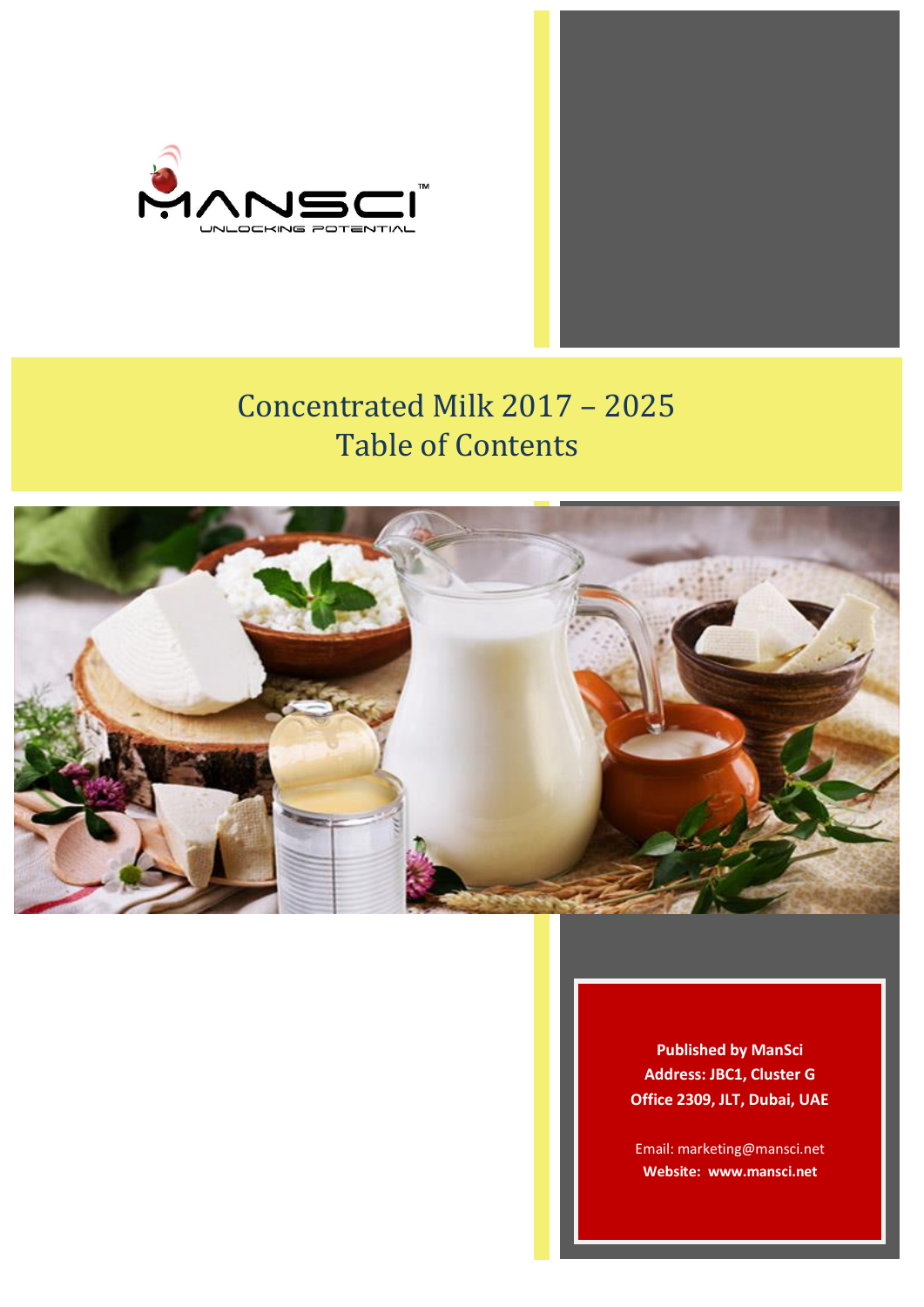MANSCI™

UNLOCKING POTENTIAL

# Concentrated Milk 2017 – 2025
# Table of Contents

**Published by ManSci**
**Address: JBC1, Cluster G**
**Office 2309, JLT, Dubai, UAE**

Email: marketing@mansci.net
**Website: www.mansci.net**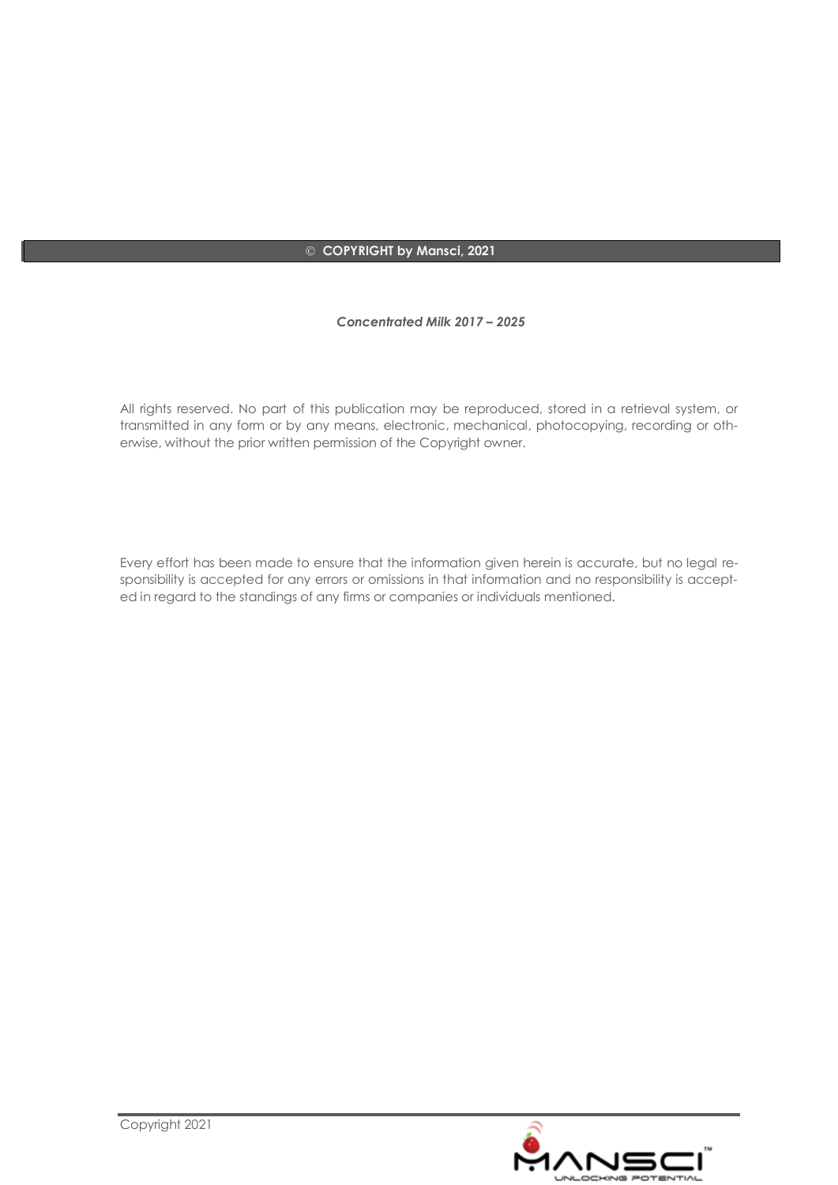**© COPYRIGHT by Mansci, 2021**

***Concentrated Milk 2017 – 2025***

All rights reserved. No part of this publication may be reproduced, stored in a retrieval system, or transmitted in any form or by any means, electronic, mechanical, photocopying, recording or otherwise, without the prior written permission of the Copyright owner.

Every effort has been made to ensure that the information given herein is accurate, but no legal responsibility is accepted for any errors or omissions in that information and no responsibility is accepted in regard to the standings of any firms or companies or individuals mentioned.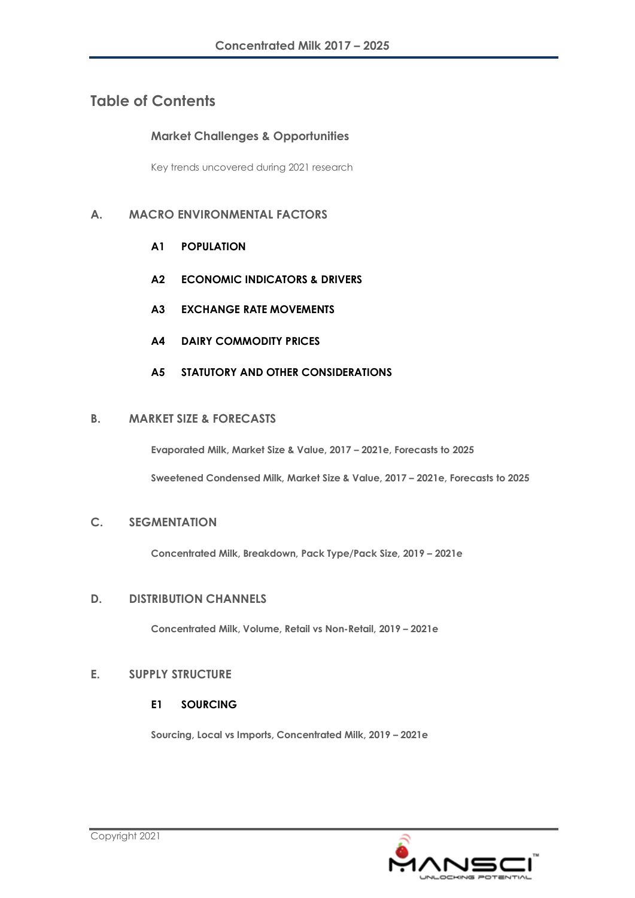# Table of Contents

## Market Challenges & Opportunities

Key trends uncovered during 2021 research

## A. MACRO ENVIRONMENTAL FACTORS

### A1 POPULATION

### A2 ECONOMIC INDICATORS & DRIVERS

### A3 EXCHANGE RATE MOVEMENTS

### A4 DAIRY COMMODITY PRICES

### A5 STATUTORY AND OTHER CONSIDERATIONS

## B. MARKET SIZE & FORECASTS

**Evaporated Milk, Market Size & Value, 2017 – 2021e, Forecasts to 2025**

**Sweetened Condensed Milk, Market Size & Value, 2017 – 2021e, Forecasts to 2025**

## C. SEGMENTATION

**Concentrated Milk, Breakdown, Pack Type/Pack Size, 2019 – 2021e**

## D. DISTRIBUTION CHANNELS

**Concentrated Milk, Volume, Retail vs Non-Retail, 2019 – 2021e**

## E. SUPPLY STRUCTURE

### E1 SOURCING

**Sourcing, Local vs Imports, Concentrated Milk, 2019 – 2021e**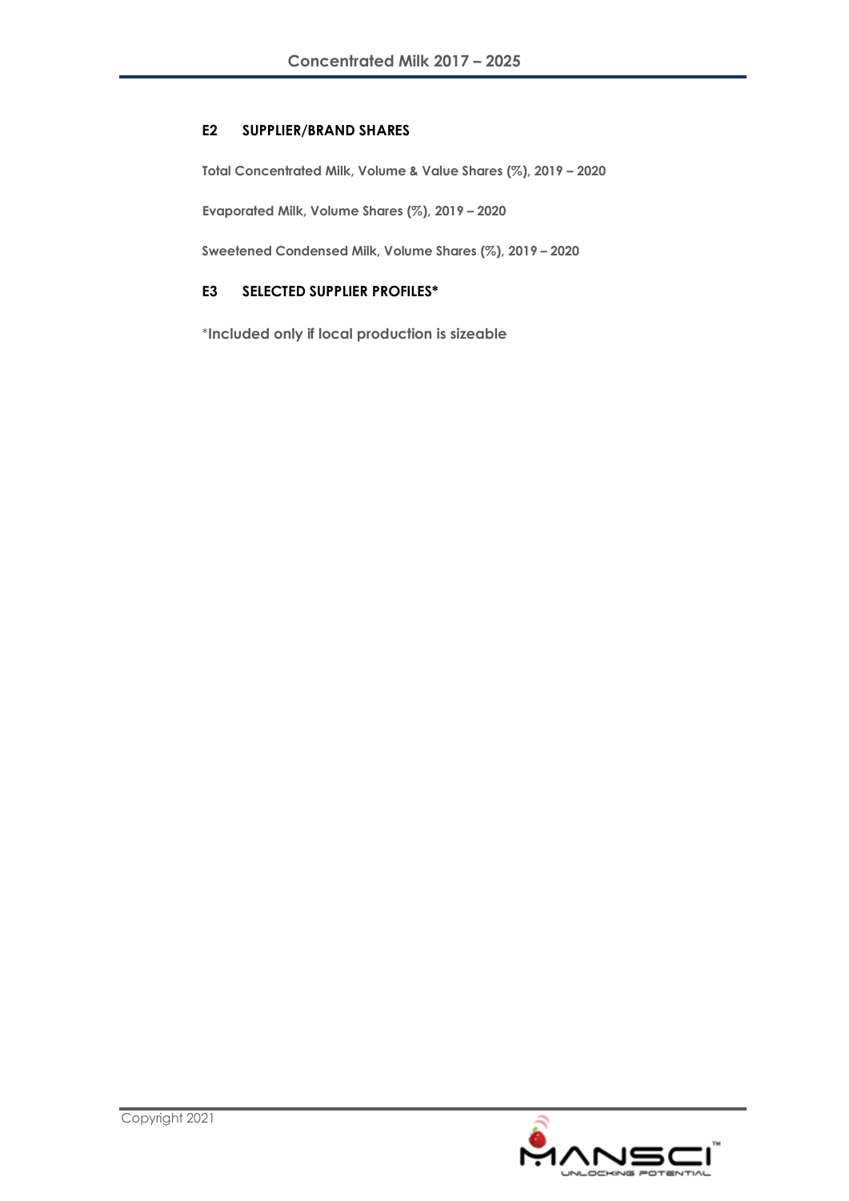## E2 SUPPLIER/BRAND SHARES

**Total Concentrated Milk, Volume & Value Shares (%), 2019 – 2020**

**Evaporated Milk, Volume Shares (%), 2019 – 2020**

**Sweetened Condensed Milk, Volume Shares (%), 2019 – 2020**

## E3 SELECTED SUPPLIER PROFILES*

*Included only if local production is sizeable